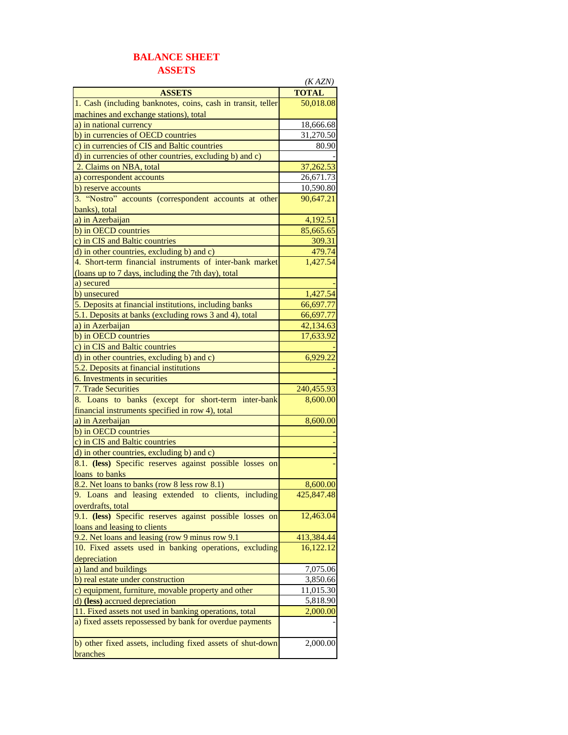# BALANCE SHEET
## ASSETS

*(K AZN)*

| ASSETS | TOTAL |
|---|---|
| 1. Cash (including banknotes, coins, cash in transit, teller machines and exchange stations), total | 50,018.08 |
| a) in national currency | 18,666.68 |
| b) in currencies of OECD countries | 31,270.50 |
| c) in currencies of CIS and Baltic countries | 80.90 |
| d) in currencies of other countries, excluding b) and c) | - |
| 2. Claims on NBA, total | 37,262.53 |
| a) correspondent accounts | 26,671.73 |
| b) reserve accounts | 10,590.80 |
| 3. "Nostro" accounts (correspondent accounts at other banks), total | 90,647.21 |
| a) in Azerbaijan | 4,192.51 |
| b) in OECD countries | 85,665.65 |
| c) in CIS and Baltic countries | 309.31 |
| d) in other countries, excluding b) and c) | 479.74 |
| 4. Short-term financial instruments of inter-bank market (loans up to 7 days, including the 7th day), total | 1,427.54 |
| a) secured | - |
| b) unsecured | 1,427.54 |
| 5. Deposits at financial institutions, including banks | 66,697.77 |
| 5.1. Deposits at banks (excluding rows 3 and 4), total | 66,697.77 |
| a) in Azerbaijan | 42,134.63 |
| b) in OECD countries | 17,633.92 |
| c) in CIS and Baltic countries | - |
| d) in other countries, excluding b) and c) | 6,929.22 |
| 5.2. Deposits at financial institutions | - |
| 6. Investments in securities | - |
| 7. Trade Securities | 240,455.93 |
| 8. Loans to banks (except for short-term inter-bank financial instruments specified in row 4), total | 8,600.00 |
| a) in Azerbaijan | 8,600.00 |
| b) in OECD countries | - |
| c) in CIS and Baltic countries | - |
| d) in other countries, excluding b) and c) | - |
| 8.1. **(less)** Specific reserves against possible losses on loans to banks | - |
| 8.2. Net loans to banks (row 8 less row 8.1) | 8,600.00 |
| 9. Loans and leasing extended to clients, including overdrafts, total | 425,847.48 |
| 9.1. **(less)** Specific reserves against possible losses on loans and leasing to clients | 12,463.04 |
| 9.2. Net loans and leasing (row 9 minus row 9.1 | 413,384.44 |
| 10. Fixed assets used in banking operations, excluding depreciation | 16,122.12 |
| a) land and buildings | 7,075.06 |
| b) real estate under construction | 3,850.66 |
| c) equipment, furniture, movable property and other | 11,015.30 |
| d) **(less)** accrued depreciation | 5,818.90 |
| 11. Fixed assets not used in banking operations, total | 2,000.00 |
| a) fixed assets repossessed by bank for overdue payments | - |
| b) other fixed assets, including fixed assets of shut-down branches | 2,000.00 |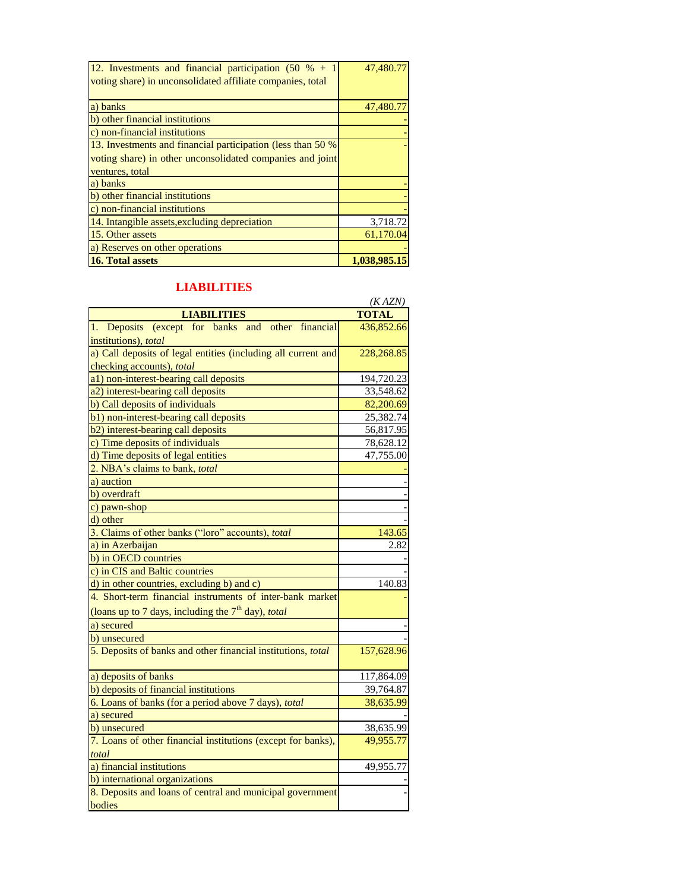| | |
|---|---|
| 12. Investments and financial participation (50 % + 1 voting share) in unconsolidated affiliate companies, total | 47,480.77 |
| a) banks | 47,480.77 |
| b) other financial institutions | - |
| c) non-financial institutions | - |
| 13. Investments and financial participation (less than 50 % voting share) in other unconsolidated companies and joint ventures, total | - |
| a) banks | - |
| b) other financial institutions | - |
| c) non-financial institutions | - |
| 14. Intangible assets,excluding depreciation | 3,718.72 |
| 15. Other assets | 61,170.04 |
| a) Reserves on other operations | - |
| **16. Total assets** | **1,038,985.15** |

## LIABILITIES

*(K AZN)*

| LIABILITIES | TOTAL |
|---|---|
| 1. Deposits (except for banks and other financial institutions), *total* | 436,852.66 |
| a) Call deposits of legal entities (including all current and checking accounts), *total* | 228,268.85 |
| a1) non-interest-bearing call deposits | 194,720.23 |
| a2) interest-bearing call deposits | 33,548.62 |
| b) Call deposits of individuals | 82,200.69 |
| b1) non-interest-bearing call deposits | 25,382.74 |
| b2) interest-bearing call deposits | 56,817.95 |
| c) Time deposits of individuals | 78,628.12 |
| d) Time deposits of legal entities | 47,755.00 |
| 2. NBA's claims to bank, *total* | - |
| a) auction | - |
| b) overdraft | - |
| c) pawn-shop | - |
| d) other | - |
| 3. Claims of other banks ("loro" accounts), *total* | 143.65 |
| a) in Azerbaijan | 2.82 |
| b) in OECD countries | - |
| c) in CIS and Baltic countries | - |
| d) in other countries, excluding b) and c) | 140.83 |
| 4. Short-term financial instruments of inter-bank market (loans up to 7 days, including the 7th day), *total* | - |
| a) secured | - |
| b) unsecured | - |
| 5. Deposits of banks and other financial institutions, *total* | 157,628.96 |
| a) deposits of banks | 117,864.09 |
| b) deposits of financial institutions | 39,764.87 |
| 6. Loans of banks (for a period above 7 days), *total* | 38,635.99 |
| a) secured | - |
| b) unsecured | 38,635.99 |
| 7. Loans of other financial institutions (except for banks), *total* | 49,955.77 |
| a) financial institutions | 49,955.77 |
| b) international organizations | - |
| 8. Deposits and loans of central and municipal government bodies | - |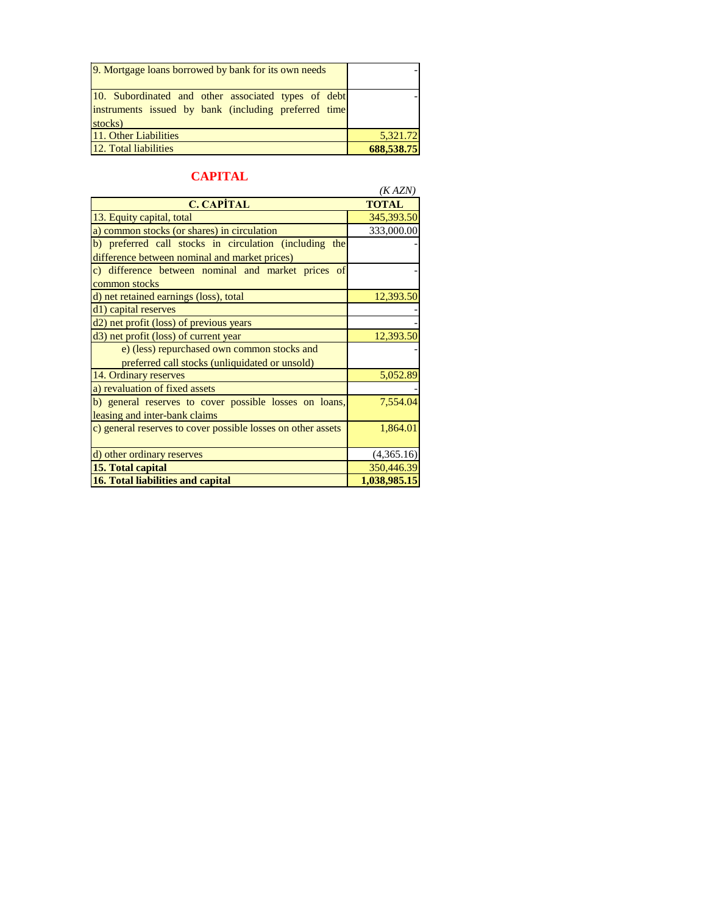| | |
|---|---|
| 9. Mortgage loans borrowed by bank for its own needs | - |
| 10. Subordinated and other associated types of debt instruments issued by bank (including preferred time stocks) | - |
| 11. Other Liabilities | 5,321.72 |
| 12. Total liabilities | **688,538.75** |

## CAPITAL

*(K AZN)*

| C. CAPİTAL | TOTAL |
|---|---|
| 13. Equity capital, total | 345,393.50 |
| a) common stocks (or shares) in circulation | 333,000.00 |
| b) preferred call stocks in circulation (including the difference between nominal and market prices) | - |
| c) difference between nominal and market prices of common stocks | - |
| d) net retained earnings (loss), total | 12,393.50 |
| d1) capital reserves | - |
| d2) net profit (loss) of previous years | - |
| d3) net profit (loss) of current year | 12,393.50 |
| e) (less) repurchased own common stocks and preferred call stocks (unliquidated or unsold) | - |
| 14. Ordinary reserves | 5,052.89 |
| a) revaluation of fixed assets | - |
| b) general reserves to cover possible losses on loans, leasing and inter-bank claims | 7,554.04 |
| c) general reserves to cover possible losses on other assets | 1,864.01 |
| d) other ordinary reserves | (4,365.16) |
| **15. Total capital** | 350,446.39 |
| **16. Total liabilities and capital** | **1,038,985.15** |